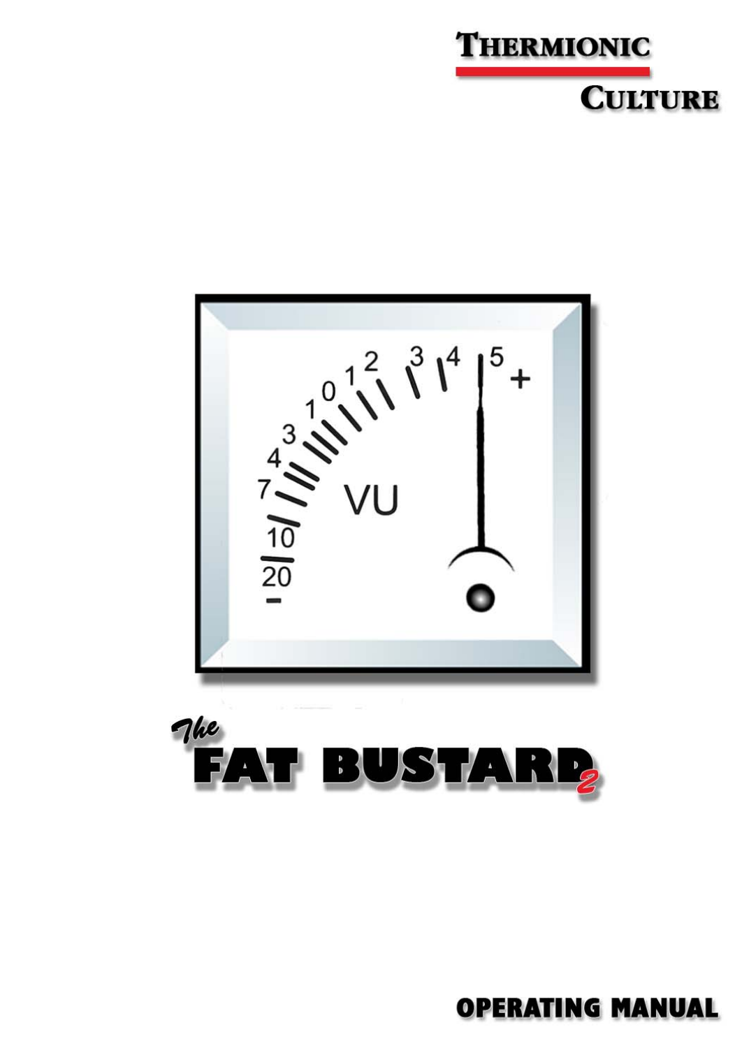THERMIONIC CULTURE

*The* **FAT BUSTARD 2**

**OPERATING MANUAL**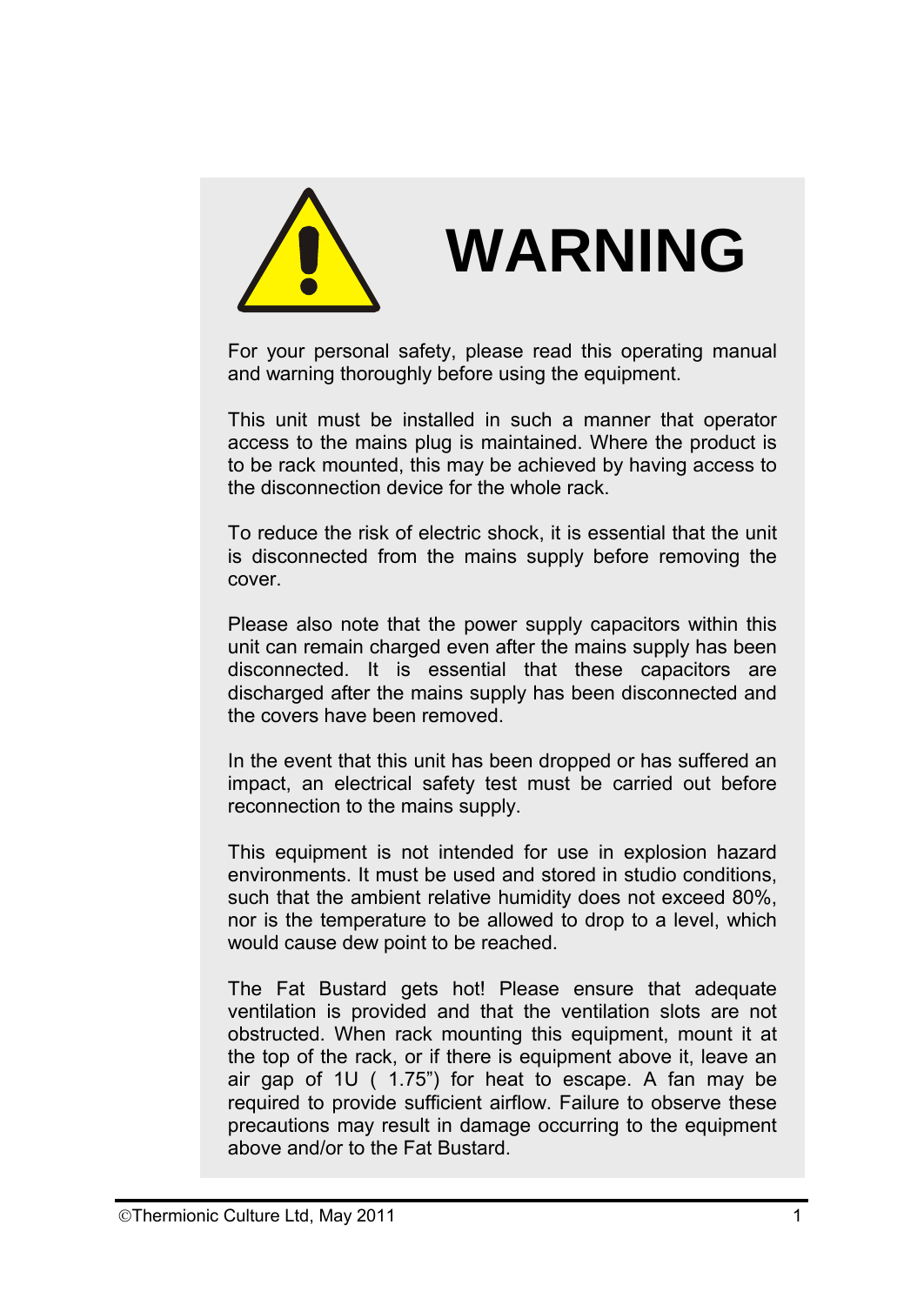# WARNING

For your personal safety, please read this operating manual and warning thoroughly before using the equipment.

This unit must be installed in such a manner that operator access to the mains plug is maintained. Where the product is to be rack mounted, this may be achieved by having access to the disconnection device for the whole rack.

To reduce the risk of electric shock, it is essential that the unit is disconnected from the mains supply before removing the cover.

Please also note that the power supply capacitors within this unit can remain charged even after the mains supply has been disconnected. It is essential that these capacitors are discharged after the mains supply has been disconnected and the covers have been removed.

In the event that this unit has been dropped or has suffered an impact, an electrical safety test must be carried out before reconnection to the mains supply.

This equipment is not intended for use in explosion hazard environments. It must be used and stored in studio conditions, such that the ambient relative humidity does not exceed 80%, nor is the temperature to be allowed to drop to a level, which would cause dew point to be reached.

The Fat Bustard gets hot! Please ensure that adequate ventilation is provided and that the ventilation slots are not obstructed. When rack mounting this equipment, mount it at the top of the rack, or if there is equipment above it, leave an air gap of 1U ( 1.75") for heat to escape. A fan may be required to provide sufficient airflow. Failure to observe these precautions may result in damage occurring to the equipment above and/or to the Fat Bustard.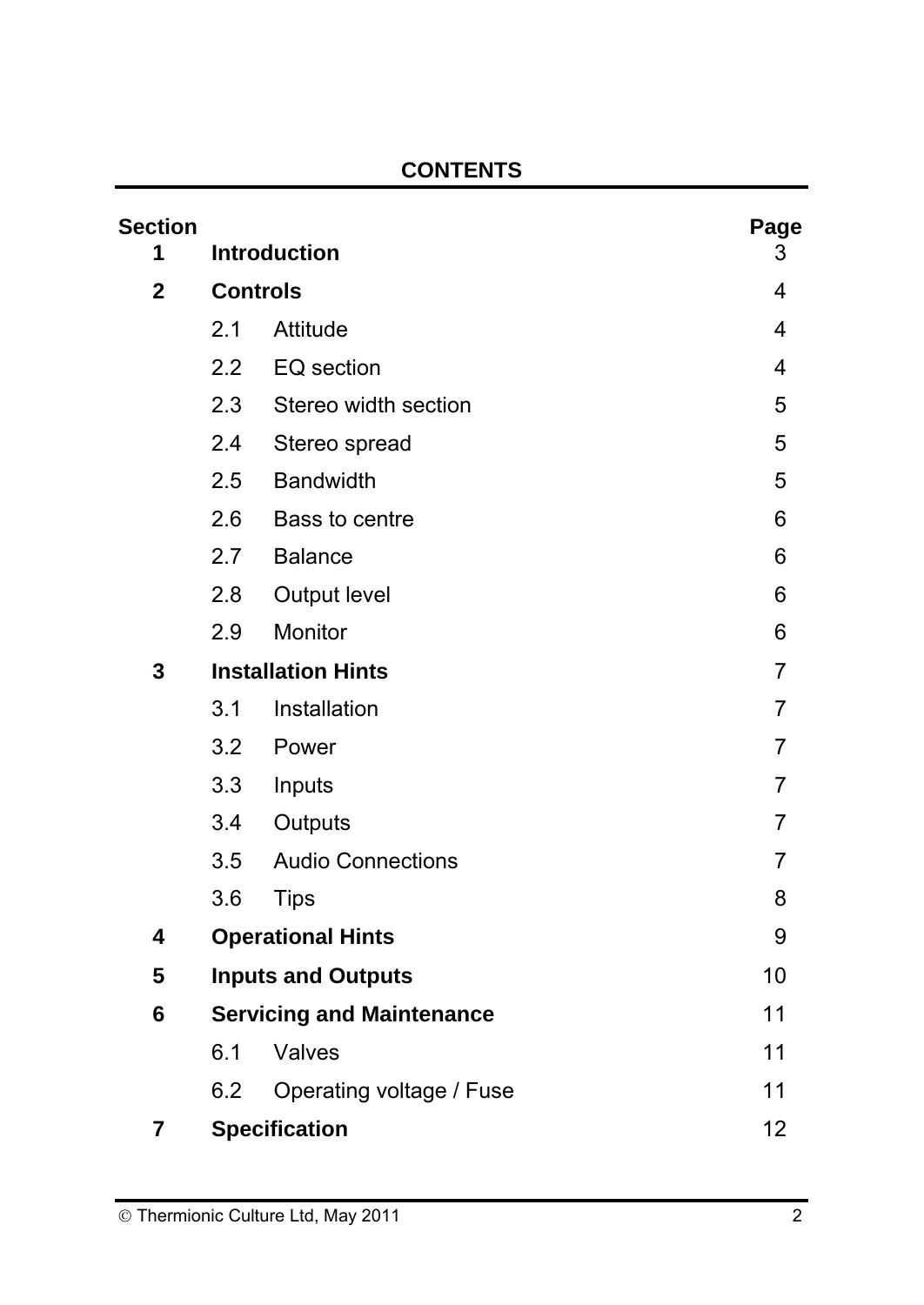# CONTENTS

| Section | | | Page |
|---|---|---|---|
| **1** | **Introduction** | | 3 |
| **2** | **Controls** | | 4 |
| | 2.1 | Attitude | 4 |
| | 2.2 | EQ section | 4 |
| | 2.3 | Stereo width section | 5 |
| | 2.4 | Stereo spread | 5 |
| | 2.5 | Bandwidth | 5 |
| | 2.6 | Bass to centre | 6 |
| | 2.7 | Balance | 6 |
| | 2.8 | Output level | 6 |
| | 2.9 | Monitor | 6 |
| **3** | **Installation Hints** | | 7 |
| | 3.1 | Installation | 7 |
| | 3.2 | Power | 7 |
| | 3.3 | Inputs | 7 |
| | 3.4 | Outputs | 7 |
| | 3.5 | Audio Connections | 7 |
| | 3.6 | Tips | 8 |
| **4** | **Operational Hints** | | 9 |
| **5** | **Inputs and Outputs** | | 10 |
| **6** | **Servicing and Maintenance** | | 11 |
| | 6.1 | Valves | 11 |
| | 6.2 | Operating voltage / Fuse | 11 |
| **7** | **Specification** | | 12 |

© Thermionic Culture Ltd, May 2011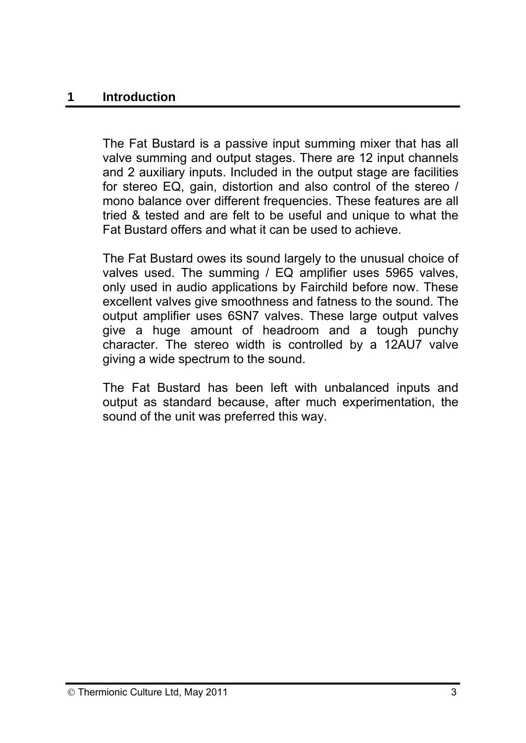# 1 Introduction

The Fat Bustard is a passive input summing mixer that has all valve summing and output stages. There are 12 input channels and 2 auxiliary inputs. Included in the output stage are facilities for stereo EQ, gain, distortion and also control of the stereo / mono balance over different frequencies. These features are all tried & tested and are felt to be useful and unique to what the Fat Bustard offers and what it can be used to achieve.

The Fat Bustard owes its sound largely to the unusual choice of valves used. The summing / EQ amplifier uses 5965 valves, only used in audio applications by Fairchild before now. These excellent valves give smoothness and fatness to the sound. The output amplifier uses 6SN7 valves. These large output valves give a huge amount of headroom and a tough punchy character. The stereo width is controlled by a 12AU7 valve giving a wide spectrum to the sound.

The Fat Bustard has been left with unbalanced inputs and output as standard because, after much experimentation, the sound of the unit was preferred this way.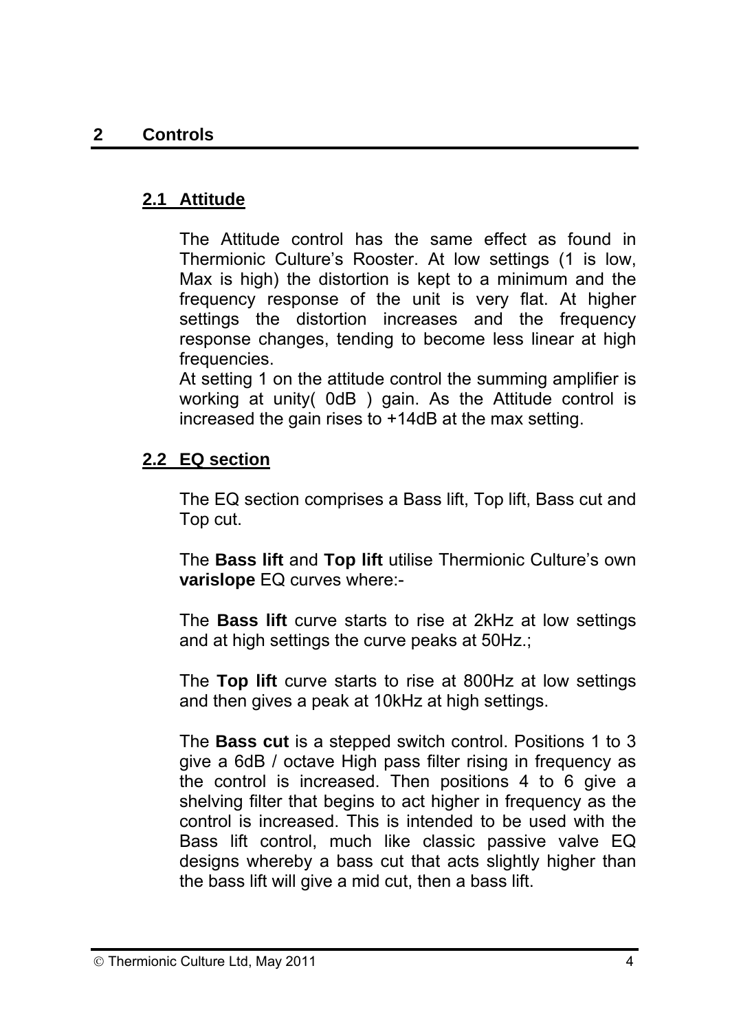# 2 Controls

## 2.1 Attitude

The Attitude control has the same effect as found in Thermionic Culture's Rooster. At low settings (1 is low, Max is high) the distortion is kept to a minimum and the frequency response of the unit is very flat. At higher settings the distortion increases and the frequency response changes, tending to become less linear at high frequencies.
At setting 1 on the attitude control the summing amplifier is working at unity( 0dB ) gain. As the Attitude control is increased the gain rises to +14dB at the max setting.

## 2.2 EQ section

The EQ section comprises a Bass lift, Top lift, Bass cut and Top cut.

The **Bass lift** and **Top lift** utilise Thermionic Culture's own **varislope** EQ curves where:-

The **Bass lift** curve starts to rise at 2kHz at low settings and at high settings the curve peaks at 50Hz.;

The **Top lift** curve starts to rise at 800Hz at low settings and then gives a peak at 10kHz at high settings.

The **Bass cut** is a stepped switch control. Positions 1 to 3 give a 6dB / octave High pass filter rising in frequency as the control is increased. Then positions 4 to 6 give a shelving filter that begins to act higher in frequency as the control is increased. This is intended to be used with the Bass lift control, much like classic passive valve EQ designs whereby a bass cut that acts slightly higher than the bass lift will give a mid cut, then a bass lift.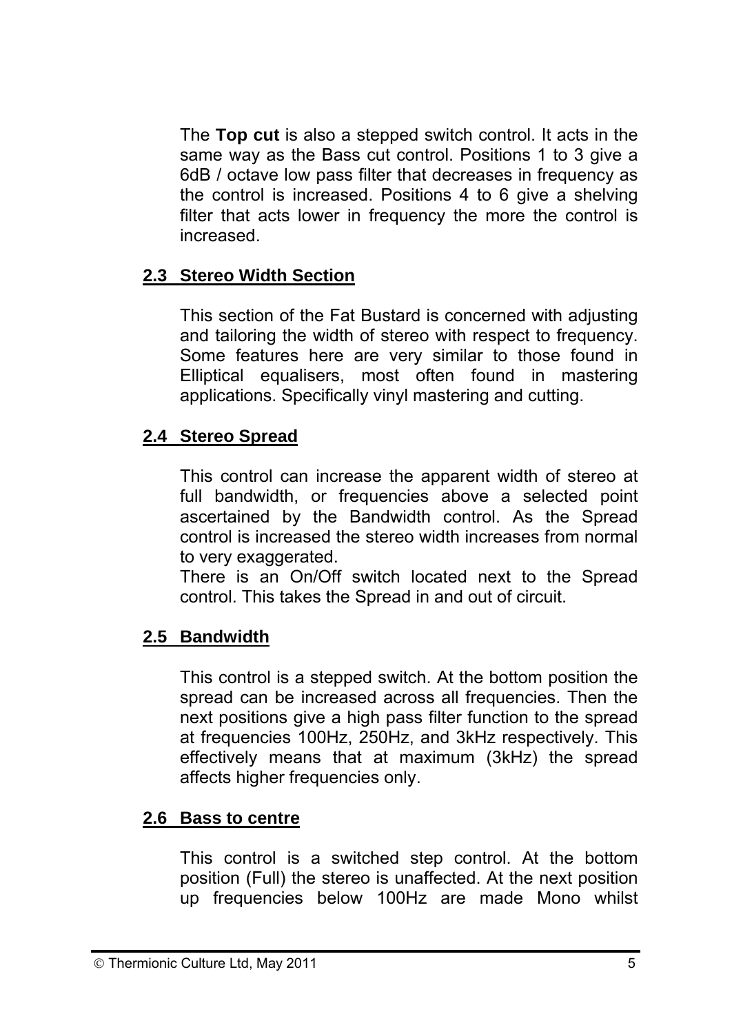The **Top cut** is also a stepped switch control. It acts in the same way as the Bass cut control. Positions 1 to 3 give a 6dB / octave low pass filter that decreases in frequency as the control is increased. Positions 4 to 6 give a shelving filter that acts lower in frequency the more the control is increased.

## 2.3 Stereo Width Section

This section of the Fat Bustard is concerned with adjusting and tailoring the width of stereo with respect to frequency. Some features here are very similar to those found in Elliptical equalisers, most often found in mastering applications. Specifically vinyl mastering and cutting.

## 2.4 Stereo Spread

This control can increase the apparent width of stereo at full bandwidth, or frequencies above a selected point ascertained by the Bandwidth control. As the Spread control is increased the stereo width increases from normal to very exaggerated.

There is an On/Off switch located next to the Spread control. This takes the Spread in and out of circuit.

## 2.5 Bandwidth

This control is a stepped switch. At the bottom position the spread can be increased across all frequencies. Then the next positions give a high pass filter function to the spread at frequencies 100Hz, 250Hz, and 3kHz respectively. This effectively means that at maximum (3kHz) the spread affects higher frequencies only.

## 2.6 Bass to centre

This control is a switched step control. At the bottom position (Full) the stereo is unaffected. At the next position up frequencies below 100Hz are made Mono whilst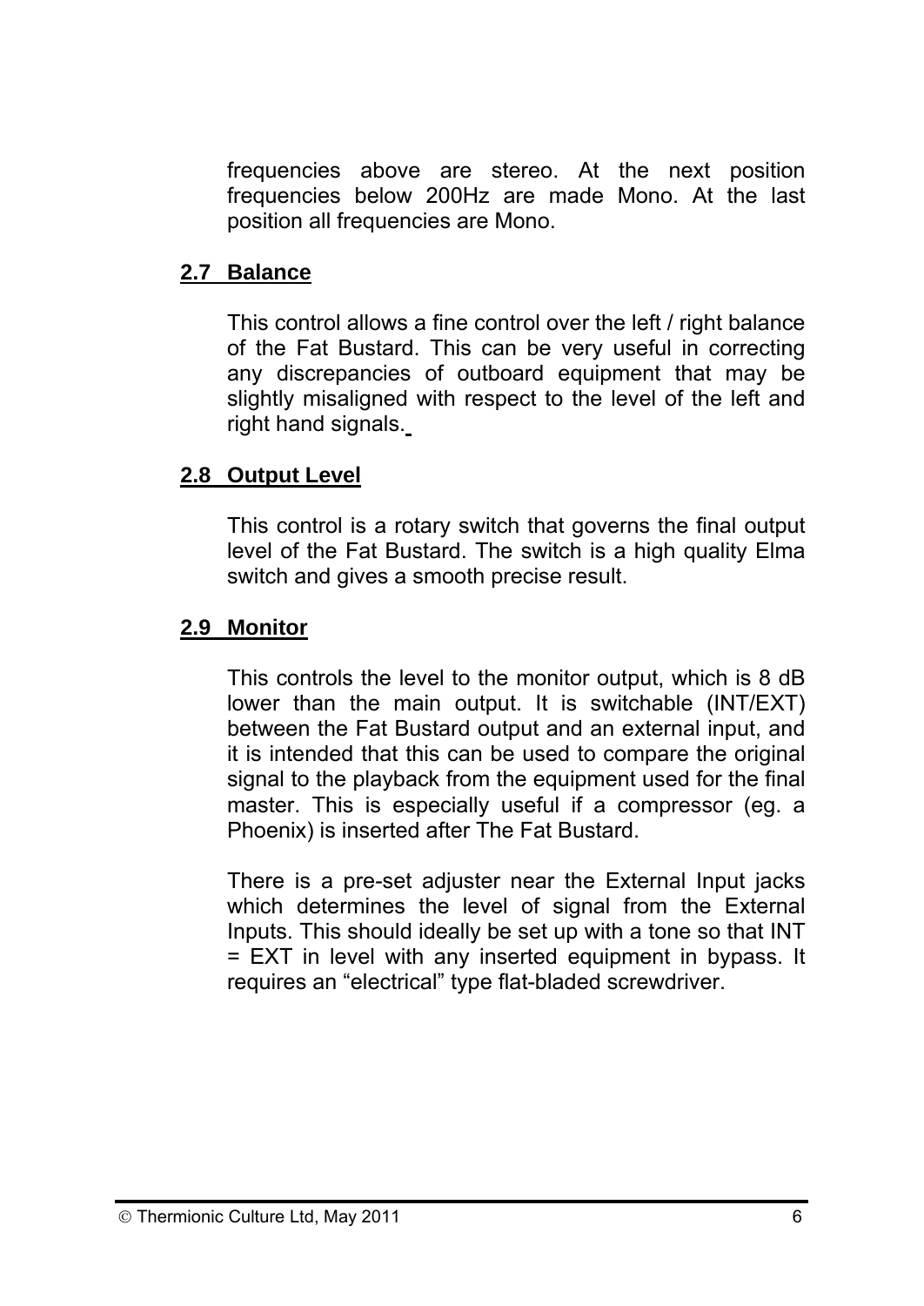frequencies above are stereo. At the next position frequencies below 200Hz are made Mono. At the last position all frequencies are Mono.

## 2.7 Balance

This control allows a fine control over the left / right balance of the Fat Bustard. This can be very useful in correcting any discrepancies of outboard equipment that may be slightly misaligned with respect to the level of the left and right hand signals.

## 2.8 Output Level

This control is a rotary switch that governs the final output level of the Fat Bustard. The switch is a high quality Elma switch and gives a smooth precise result.

## 2.9 Monitor

This controls the level to the monitor output, which is 8 dB lower than the main output. It is switchable (INT/EXT) between the Fat Bustard output and an external input, and it is intended that this can be used to compare the original signal to the playback from the equipment used for the final master. This is especially useful if a compressor (eg. a Phoenix) is inserted after The Fat Bustard.

There is a pre-set adjuster near the External Input jacks which determines the level of signal from the External Inputs. This should ideally be set up with a tone so that INT = EXT in level with any inserted equipment in bypass. It requires an “electrical” type flat-bladed screwdriver.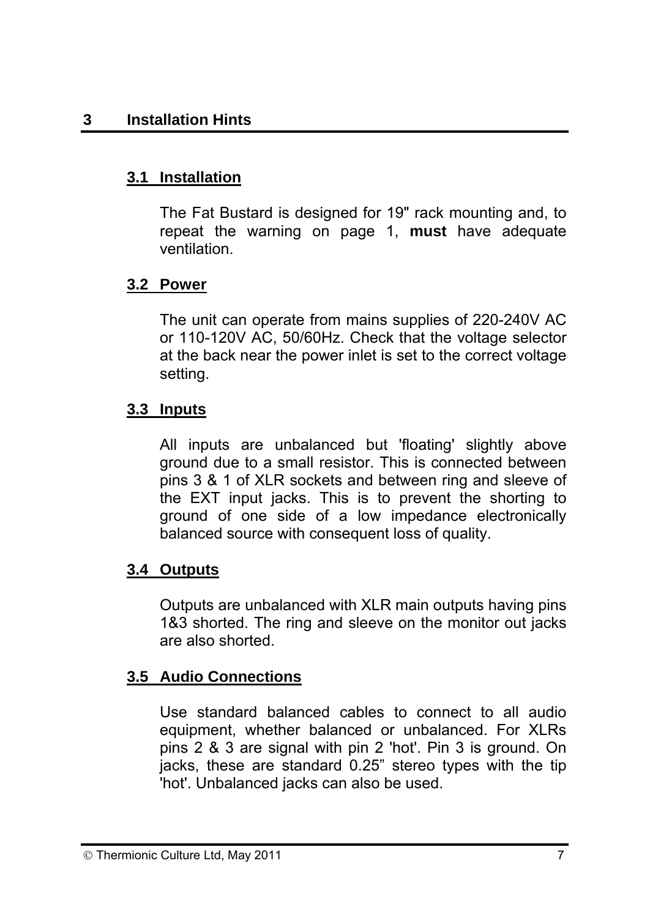# 3 Installation Hints

## 3.1 Installation

The Fat Bustard is designed for 19" rack mounting and, to repeat the warning on page 1, **must** have adequate ventilation.

## 3.2 Power

The unit can operate from mains supplies of 220-240V AC or 110-120V AC, 50/60Hz. Check that the voltage selector at the back near the power inlet is set to the correct voltage setting.

## 3.3 Inputs

All inputs are unbalanced but 'floating' slightly above ground due to a small resistor. This is connected between pins 3 & 1 of XLR sockets and between ring and sleeve of the EXT input jacks. This is to prevent the shorting to ground of one side of a low impedance electronically balanced source with consequent loss of quality.

## 3.4 Outputs

Outputs are unbalanced with XLR main outputs having pins 1&3 shorted. The ring and sleeve on the monitor out jacks are also shorted.

## 3.5 Audio Connections

Use standard balanced cables to connect to all audio equipment, whether balanced or unbalanced. For XLRs pins 2 & 3 are signal with pin 2 'hot'. Pin 3 is ground. On jacks, these are standard 0.25” stereo types with the tip 'hot'. Unbalanced jacks can also be used.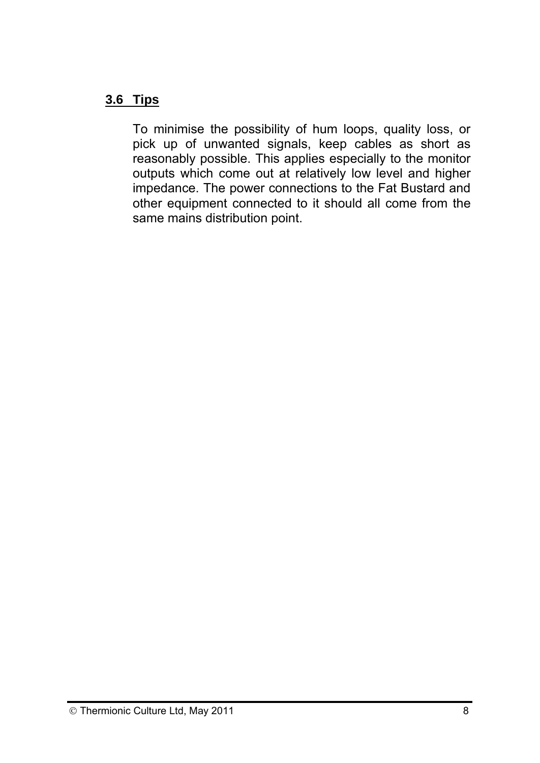### 3.6 Tips

To minimise the possibility of hum loops, quality loss, or pick up of unwanted signals, keep cables as short as reasonably possible. This applies especially to the monitor outputs which come out at relatively low level and higher impedance. The power connections to the Fat Bustard and other equipment connected to it should all come from the same mains distribution point.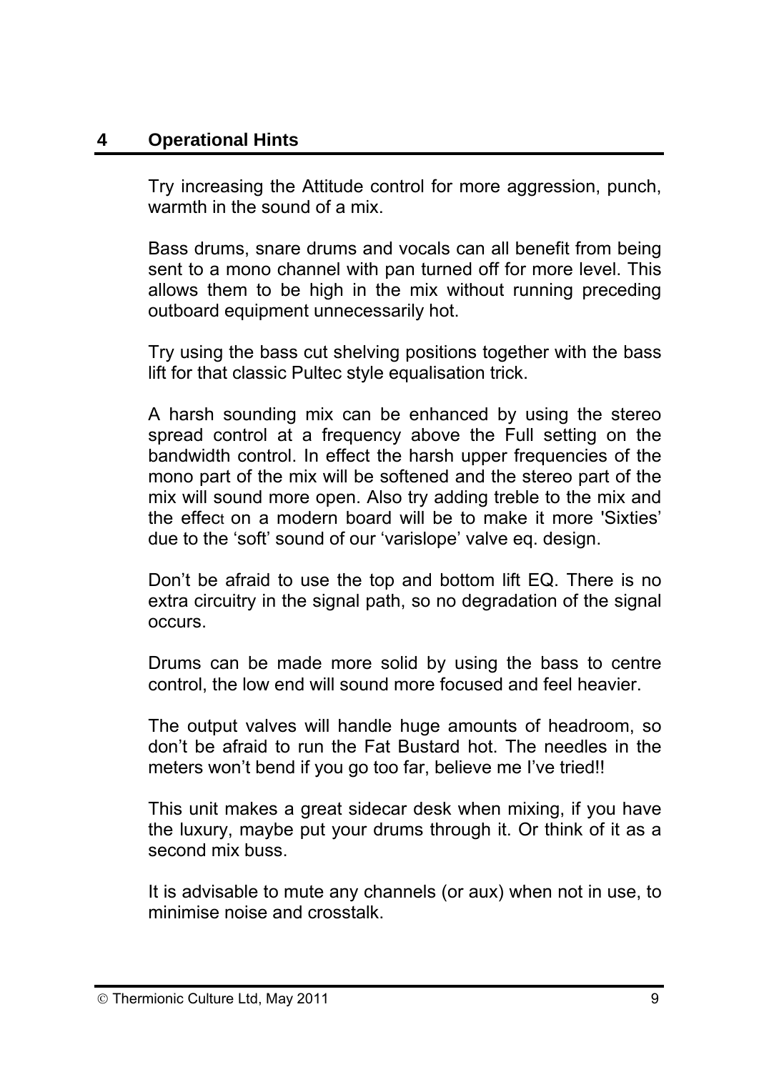## 4 Operational Hints

Try increasing the Attitude control for more aggression, punch, warmth in the sound of a mix.

Bass drums, snare drums and vocals can all benefit from being sent to a mono channel with pan turned off for more level. This allows them to be high in the mix without running preceding outboard equipment unnecessarily hot.

Try using the bass cut shelving positions together with the bass lift for that classic Pultec style equalisation trick.

A harsh sounding mix can be enhanced by using the stereo spread control at a frequency above the Full setting on the bandwidth control. In effect the harsh upper frequencies of the mono part of the mix will be softened and the stereo part of the mix will sound more open. Also try adding treble to the mix and the effect on a modern board will be to make it more 'Sixties' due to the 'soft' sound of our 'varislope' valve eq. design.

Don't be afraid to use the top and bottom lift EQ. There is no extra circuitry in the signal path, so no degradation of the signal occurs.

Drums can be made more solid by using the bass to centre control, the low end will sound more focused and feel heavier.

The output valves will handle huge amounts of headroom, so don't be afraid to run the Fat Bustard hot. The needles in the meters won't bend if you go too far, believe me I've tried!!

This unit makes a great sidecar desk when mixing, if you have the luxury, maybe put your drums through it. Or think of it as a second mix buss.

It is advisable to mute any channels (or aux) when not in use, to minimise noise and crosstalk.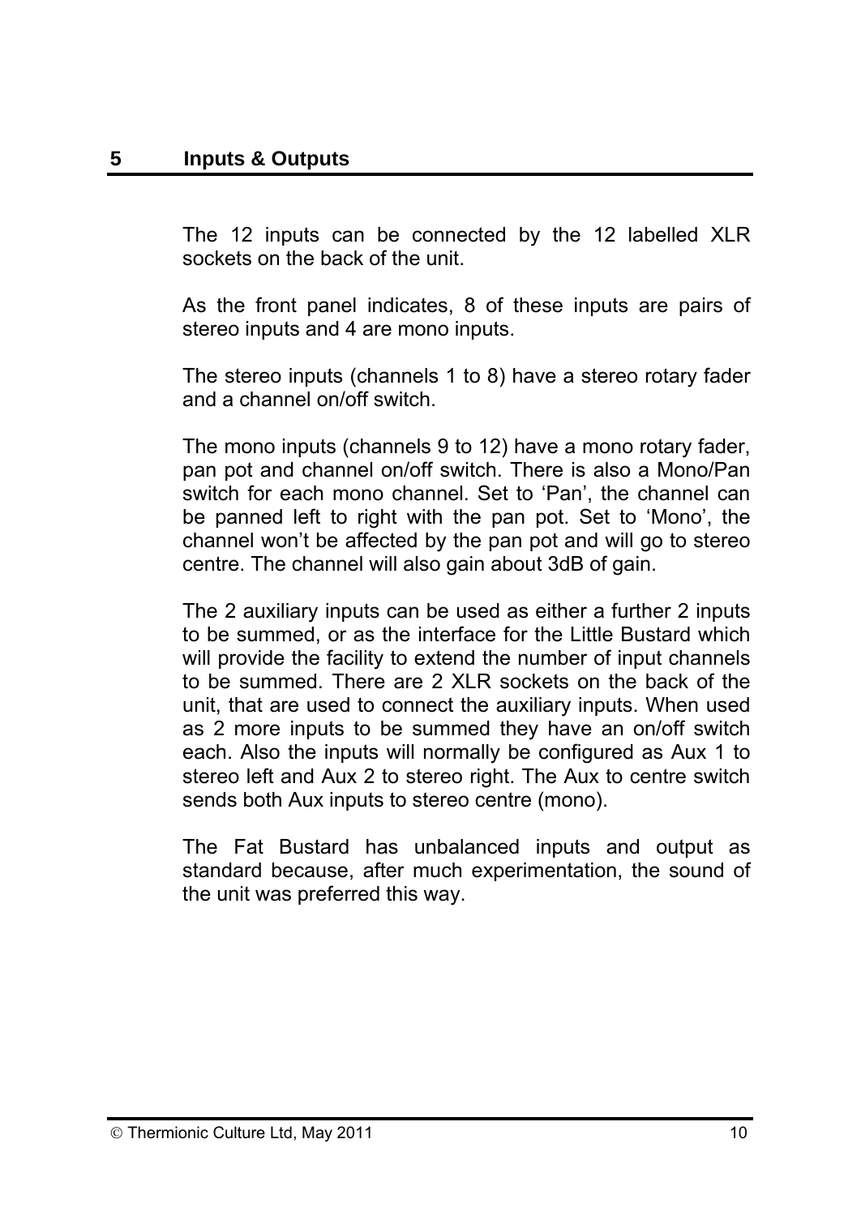## 5 Inputs & Outputs

The 12 inputs can be connected by the 12 labelled XLR sockets on the back of the unit.

As the front panel indicates, 8 of these inputs are pairs of stereo inputs and 4 are mono inputs.

The stereo inputs (channels 1 to 8) have a stereo rotary fader and a channel on/off switch.

The mono inputs (channels 9 to 12) have a mono rotary fader, pan pot and channel on/off switch. There is also a Mono/Pan switch for each mono channel. Set to 'Pan', the channel can be panned left to right with the pan pot. Set to 'Mono', the channel won't be affected by the pan pot and will go to stereo centre. The channel will also gain about 3dB of gain.

The 2 auxiliary inputs can be used as either a further 2 inputs to be summed, or as the interface for the Little Bustard which will provide the facility to extend the number of input channels to be summed. There are 2 XLR sockets on the back of the unit, that are used to connect the auxiliary inputs. When used as 2 more inputs to be summed they have an on/off switch each. Also the inputs will normally be configured as Aux 1 to stereo left and Aux 2 to stereo right. The Aux to centre switch sends both Aux inputs to stereo centre (mono).

The Fat Bustard has unbalanced inputs and output as standard because, after much experimentation, the sound of the unit was preferred this way.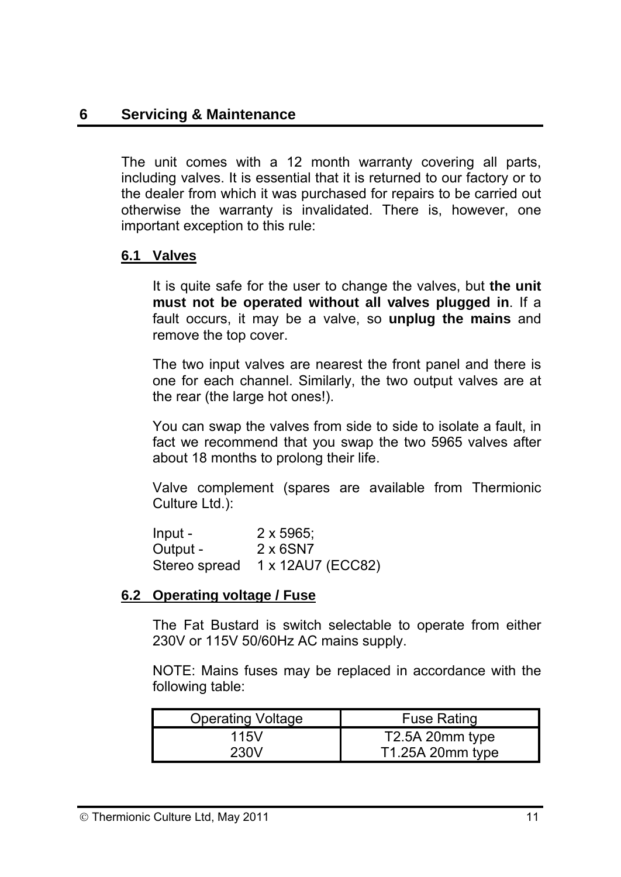# 6 Servicing & Maintenance

The unit comes with a 12 month warranty covering all parts, including valves. It is essential that it is returned to our factory or to the dealer from which it was purchased for repairs to be carried out otherwise the warranty is invalidated. There is, however, one important exception to this rule:

## 6.1 Valves

It is quite safe for the user to change the valves, but **the unit must not be operated without all valves plugged in**. If a fault occurs, it may be a valve, so **unplug the mains** and remove the top cover.

The two input valves are nearest the front panel and there is one for each channel. Similarly, the two output valves are at the rear (the large hot ones!).

You can swap the valves from side to side to isolate a fault, in fact we recommend that you swap the two 5965 valves after about 18 months to prolong their life.

Valve complement (spares are available from Thermionic Culture Ltd.):

Input - 2 x 5965;
Output - 2 x 6SN7
Stereo spread 1 x 12AU7 (ECC82)

## 6.2 Operating voltage / Fuse

The Fat Bustard is switch selectable to operate from either 230V or 115V 50/60Hz AC mains supply.

NOTE: Mains fuses may be replaced in accordance with the following table:

| Operating Voltage | Fuse Rating |
|---|---|
| 115V | T2.5A 20mm type |
| 230V | T1.25A 20mm type |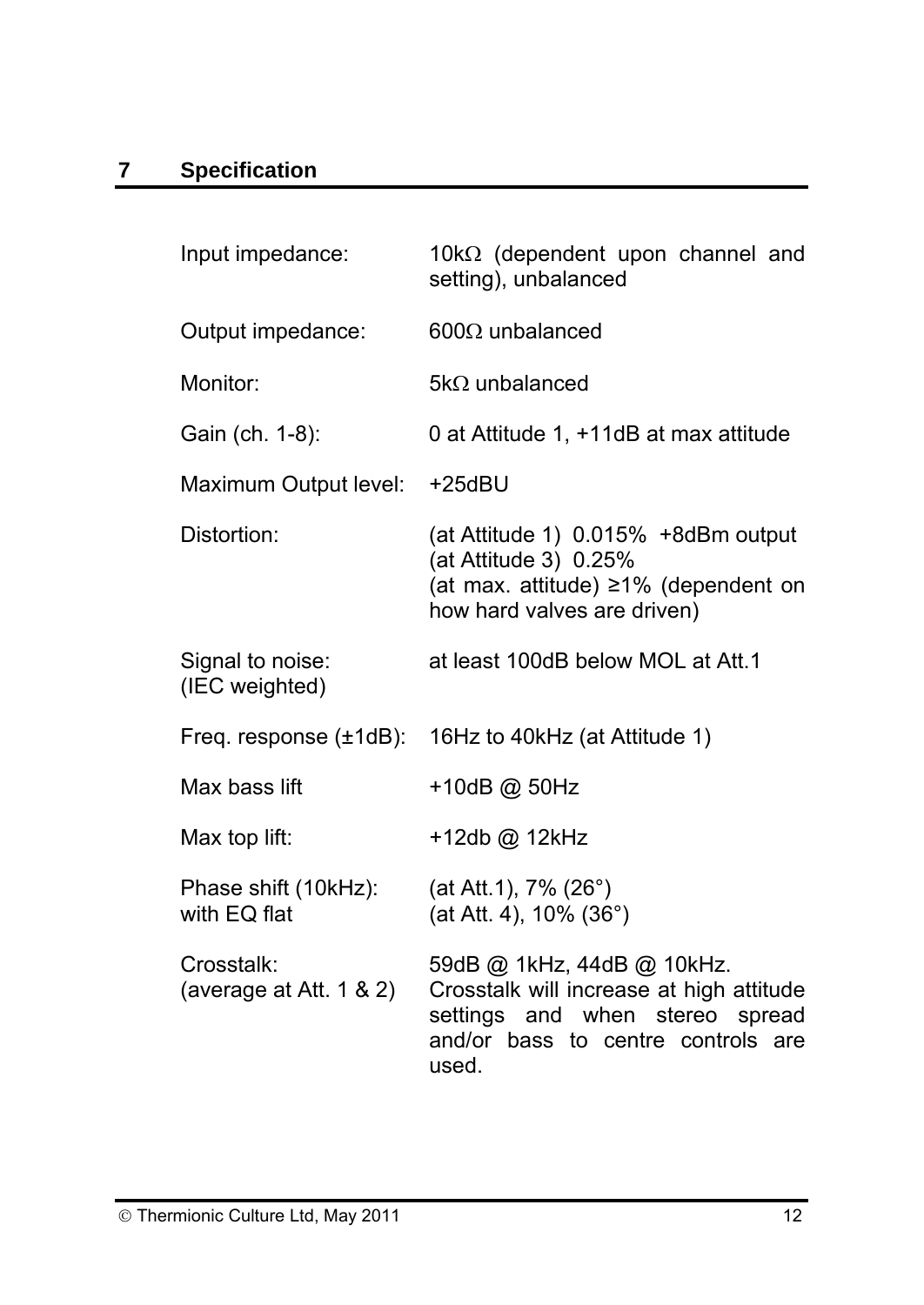## 7 Specification

| | |
|---|---|
| Input impedance: | 10kΩ (dependent upon channel and setting), unbalanced |
| Output impedance: | 600Ω unbalanced |
| Monitor: | 5kΩ unbalanced |
| Gain (ch. 1-8): | 0 at Attitude 1, +11dB at max attitude |
| Maximum Output level: | +25dBU |
| Distortion: | (at Attitude 1) 0.015% +8dBm output<br>(at Attitude 3) 0.25%<br>(at max. attitude) ≥1% (dependent on how hard valves are driven) |
| Signal to noise:<br>(IEC weighted) | at least 100dB below MOL at Att.1 |
| Freq. response (±1dB): | 16Hz to 40kHz (at Attitude 1) |
| Max bass lift | +10dB @ 50Hz |
| Max top lift: | +12db @ 12kHz |
| Phase shift (10kHz):<br>with EQ flat | (at Att.1), 7% (26°)<br>(at Att. 4), 10% (36°) |
| Crosstalk:<br>(average at Att. 1 & 2) | 59dB @ 1kHz, 44dB @ 10kHz.<br>Crosstalk will increase at high attitude settings and when stereo spread and/or bass to centre controls are used. |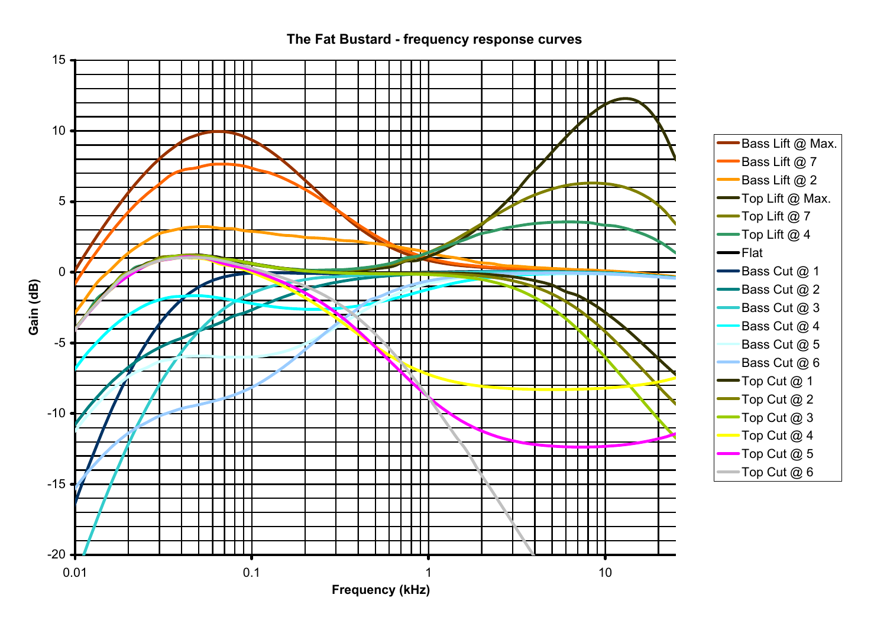**The Fat Bustard - frequency response curves**

Gain (dB) vs. Frequency (kHz)

Legend:

- Bass Lift @ Max.
- Bass Lift @ 7
- Bass Lift @ 2
- Top Lift @ Max.
- Top Lift @ 7
- Top Lift @ 4
- Flat
- Bass Cut @ 1
- Bass Cut @ 2
- Bass Cut @ 3
- Bass Cut @ 4
- Bass Cut @ 5
- Bass Cut @ 6
- Top Cut @ 1
- Top Cut @ 2
- Top Cut @ 3
- Top Cut @ 4
- Top Cut @ 5
- Top Cut @ 6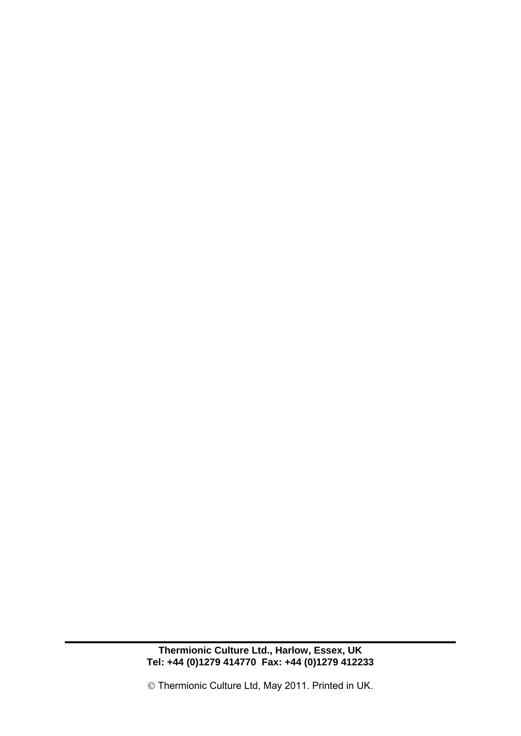---

**Thermionic Culture Ltd., Harlow, Essex, UK**
**Tel: +44 (0)1279 414770  Fax: +44 (0)1279 412233**

© Thermionic Culture Ltd, May 2011. Printed in UK.